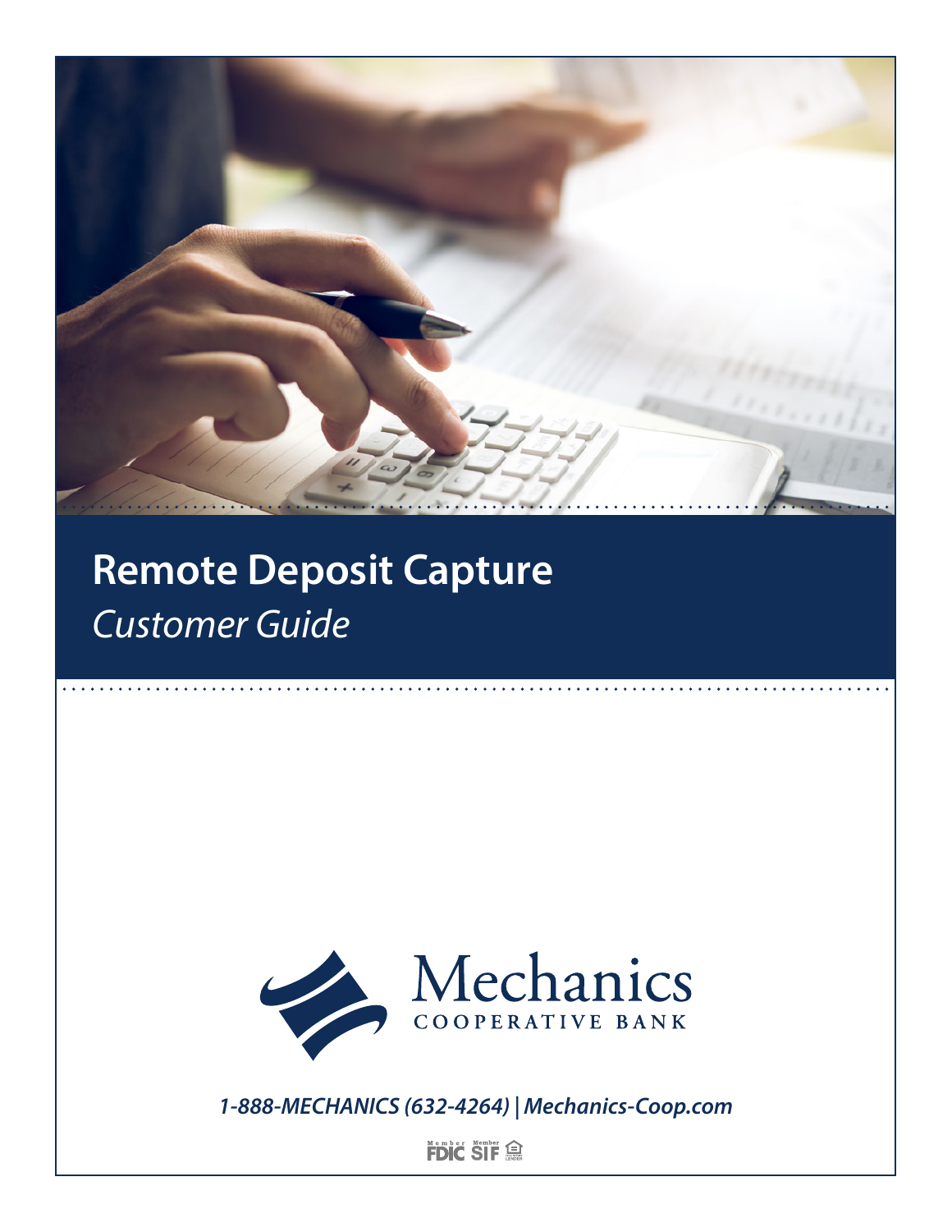# Remote Deposit Capture

*Customer Guide*

Mechanics
COOPERATIVE BANK

***1-888-MECHANICS (632-4264) | Mechanics-Coop.com***

Member FDIC Member SIF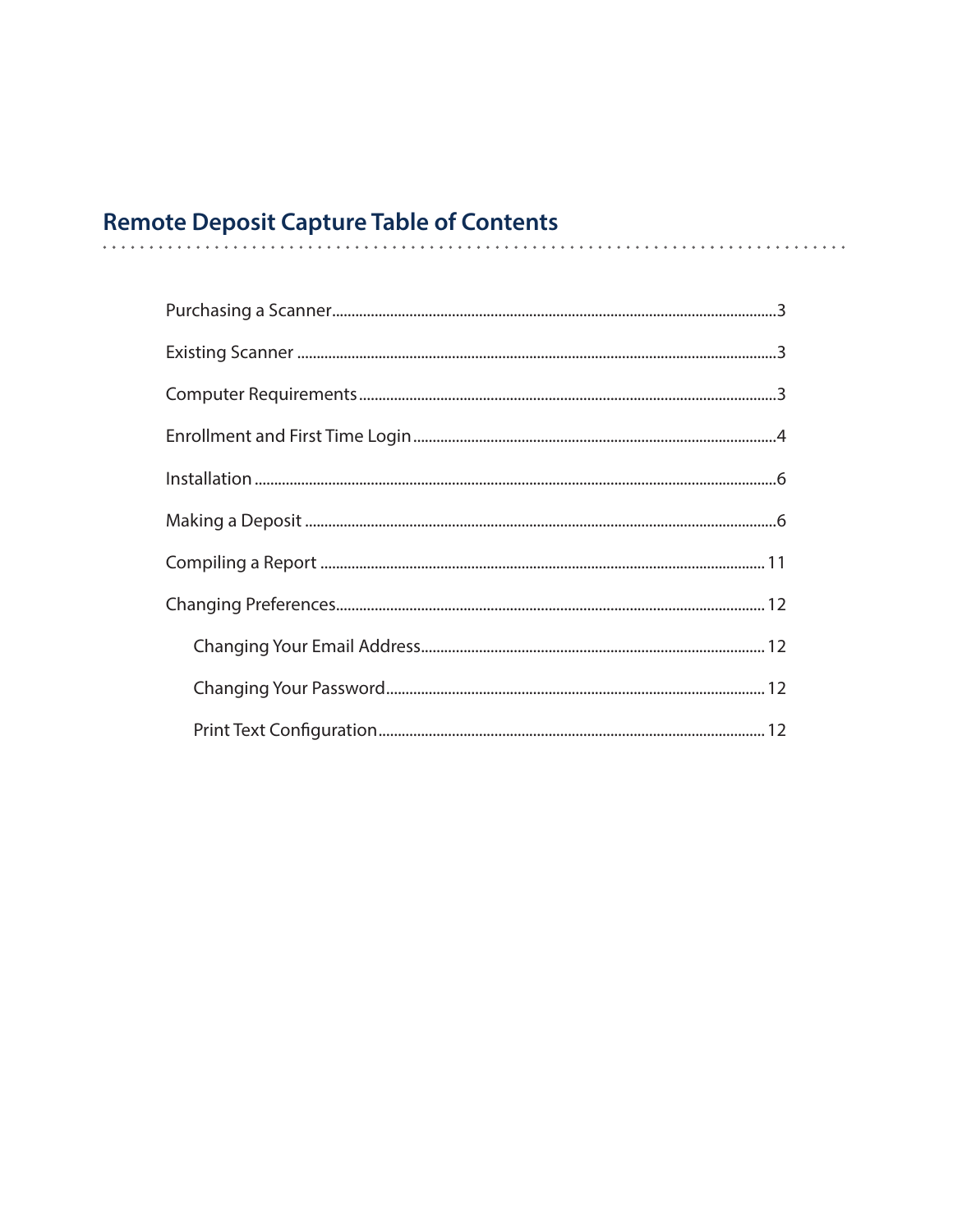# Remote Deposit Capture Table of Contents

Purchasing a Scanner.....3

Existing Scanner.....3

Computer Requirements.....3

Enrollment and First Time Login.....4

Installation.....6

Making a Deposit.....6

Compiling a Report.....11

Changing Preferences.....12

- Changing Your Email Address.....12
- Changing Your Password.....12
- Print Text Configuration.....12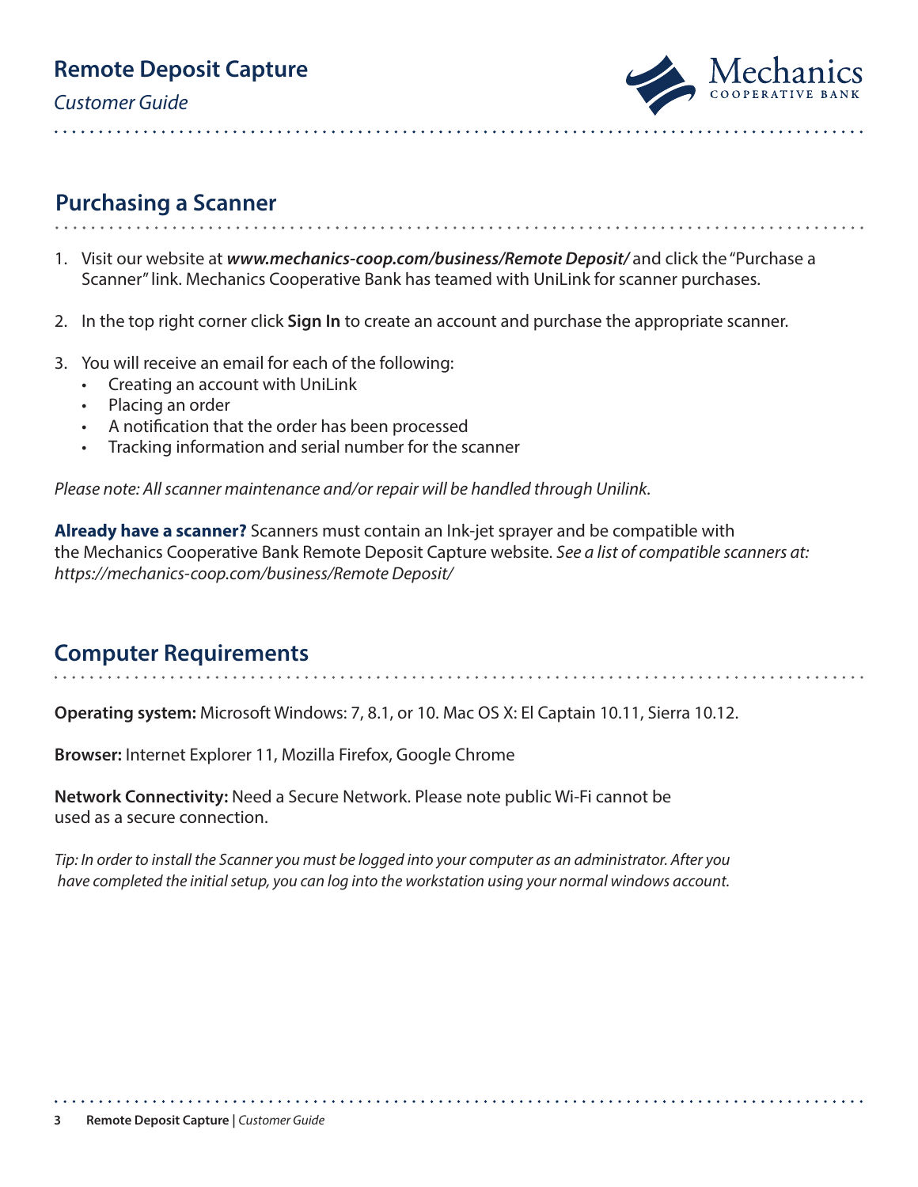## Purchasing a Scanner

1. Visit our website at ***www.mechanics-coop.com/business/Remote Deposit/*** and click the "Purchase a Scanner" link. Mechanics Cooperative Bank has teamed with UniLink for scanner purchases.

2. In the top right corner click **Sign In** to create an account and purchase the appropriate scanner.

3. You will receive an email for each of the following:
   - Creating an account with UniLink
   - Placing an order
   - A notification that the order has been processed
   - Tracking information and serial number for the scanner

*Please note: All scanner maintenance and/or repair will be handled through Unilink.*

**Already have a scanner?** Scanners must contain an Ink-jet sprayer and be compatible with the Mechanics Cooperative Bank Remote Deposit Capture website. *See a list of compatible scanners at: https://mechanics-coop.com/business/Remote Deposit/*

## Computer Requirements

**Operating system:** Microsoft Windows: 7, 8.1, or 10. Mac OS X: El Captain 10.11, Sierra 10.12.

**Browser:** Internet Explorer 11, Mozilla Firefox, Google Chrome

**Network Connectivity:** Need a Secure Network. Please note public Wi-Fi cannot be used as a secure connection.

*Tip: In order to install the Scanner you must be logged into your computer as an administrator. After you have completed the initial setup, you can log into the workstation using your normal windows account.*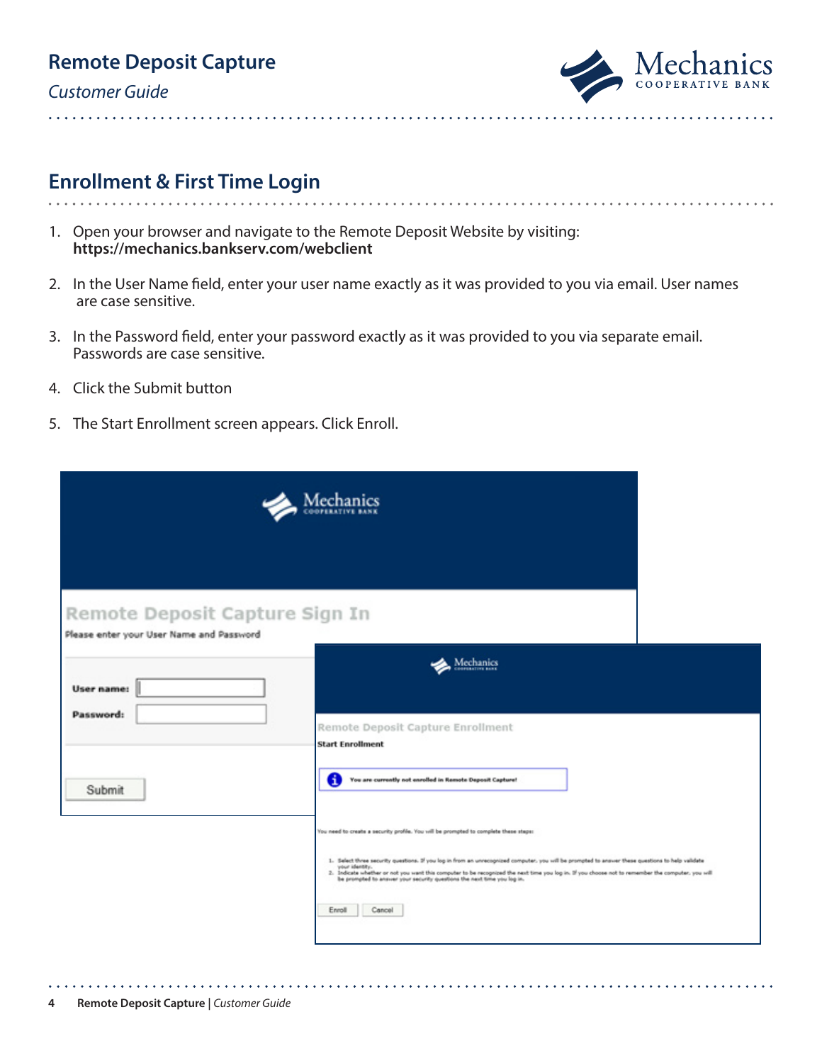## Enrollment & First Time Login

1. Open your browser and navigate to the Remote Deposit Website by visiting: **https://mechanics.bankserv.com/webclient**
2. In the User Name field, enter your user name exactly as it was provided to you via email. User names are case sensitive.
3. In the Password field, enter your password exactly as it was provided to you via separate email. Passwords are case sensitive.
4. Click the Submit button
5. The Start Enrollment screen appears. Click Enroll.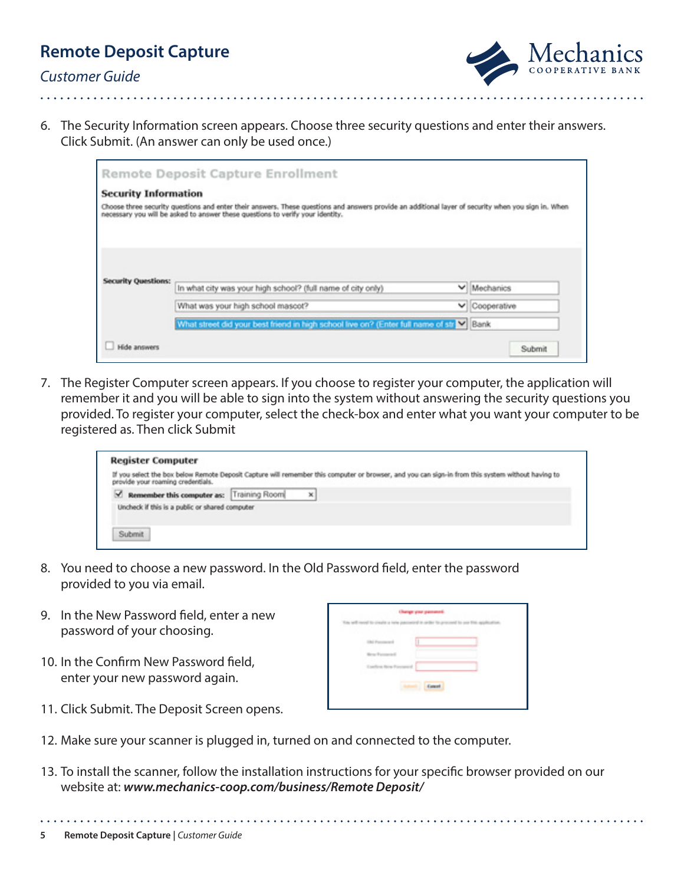6. The Security Information screen appears. Choose three security questions and enter their answers. Click Submit. (An answer can only be used once.)

7. The Register Computer screen appears. If you choose to register your computer, the application will remember it and you will be able to sign into the system without answering the security questions you provided. To register your computer, select the check-box and enter what you want your computer to be registered as. Then click Submit

8. You need to choose a new password. In the Old Password field, enter the password provided to you via email.

9. In the New Password field, enter a new password of your choosing.

10. In the Confirm New Password field, enter your new password again.

11. Click Submit. The Deposit Screen opens.

12. Make sure your scanner is plugged in, turned on and connected to the computer.

13. To install the scanner, follow the installation instructions for your specific browser provided on our website at: ***www.mechanics-coop.com/business/Remote Deposit/***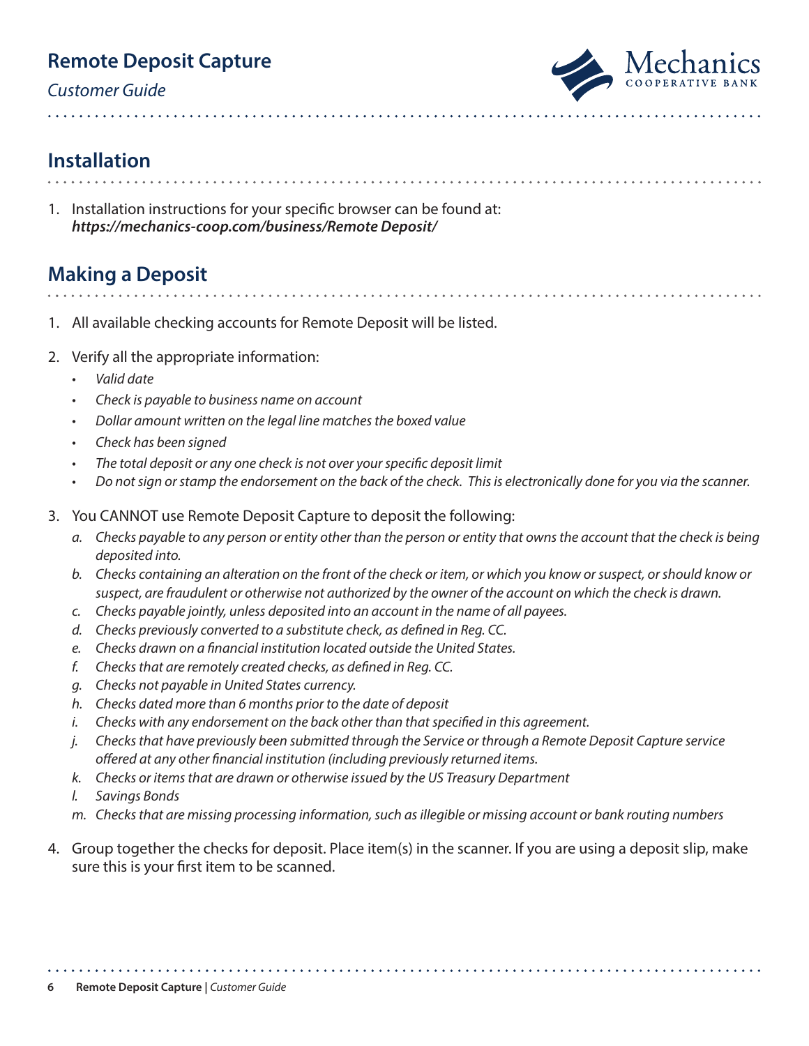## Installation

1. Installation instructions for your specific browser can be found at: ***https://mechanics-coop.com/business/Remote Deposit/***

## Making a Deposit

1. All available checking accounts for Remote Deposit will be listed.
2. Verify all the appropriate information:
   - *Valid date*
   - *Check is payable to business name on account*
   - *Dollar amount written on the legal line matches the boxed value*
   - *Check has been signed*
   - *The total deposit or any one check is not over your specific deposit limit*
   - *Do not sign or stamp the endorsement on the back of the check. This is electronically done for you via the scanner.*
3. You CANNOT use Remote Deposit Capture to deposit the following:
   a. *Checks payable to any person or entity other than the person or entity that owns the account that the check is being deposited into.*
   b. *Checks containing an alteration on the front of the check or item, or which you know or suspect, or should know or suspect, are fraudulent or otherwise not authorized by the owner of the account on which the check is drawn.*
   c. *Checks payable jointly, unless deposited into an account in the name of all payees.*
   d. *Checks previously converted to a substitute check, as defined in Reg. CC.*
   e. *Checks drawn on a financial institution located outside the United States.*
   f. *Checks that are remotely created checks, as defined in Reg. CC.*
   g. *Checks not payable in United States currency.*
   h. *Checks dated more than 6 months prior to the date of deposit*
   i. *Checks with any endorsement on the back other than that specified in this agreement.*
   j. *Checks that have previously been submitted through the Service or through a Remote Deposit Capture service offered at any other financial institution (including previously returned items.*
   k. *Checks or items that are drawn or otherwise issued by the US Treasury Department*
   l. *Savings Bonds*
   m. *Checks that are missing processing information, such as illegible or missing account or bank routing numbers*
4. Group together the checks for deposit. Place item(s) in the scanner. If you are using a deposit slip, make sure this is your first item to be scanned.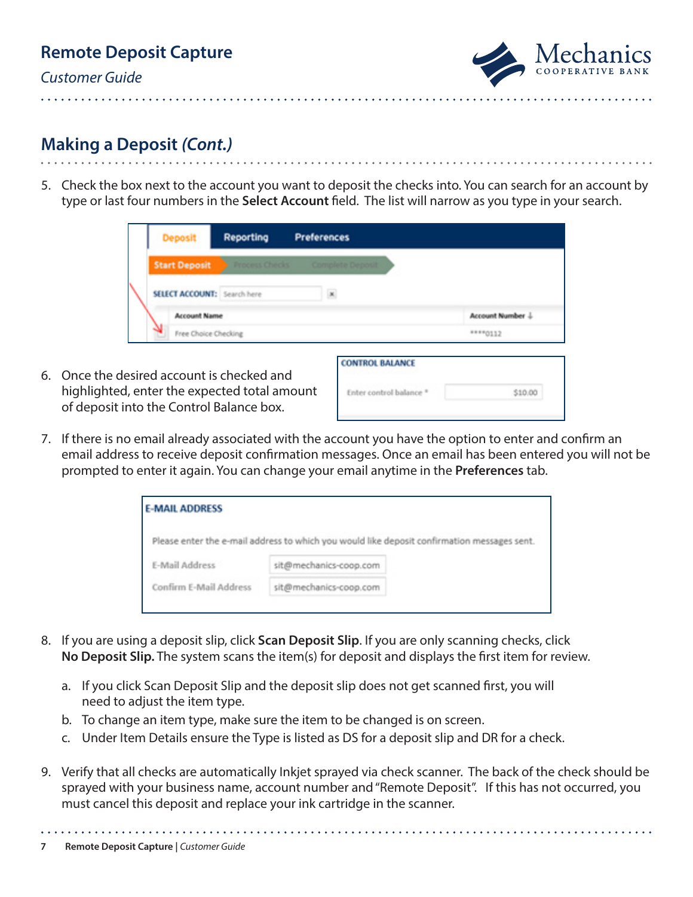## Making a Deposit *(Cont.)*

5. Check the box next to the account you want to deposit the checks into. You can search for an account by type or last four numbers in the **Select Account** field. The list will narrow as you type in your search.

6. Once the desired account is checked and highlighted, enter the expected total amount of deposit into the Control Balance box.

7. If there is no email already associated with the account you have the option to enter and confirm an email address to receive deposit confirmation messages. Once an email has been entered you will not be prompted to enter it again. You can change your email anytime in the **Preferences** tab.

8. If you are using a deposit slip, click **Scan Deposit Slip**. If you are only scanning checks, click **No Deposit Slip.** The system scans the item(s) for deposit and displays the first item for review.

   a. If you click Scan Deposit Slip and the deposit slip does not get scanned first, you will need to adjust the item type.

   b. To change an item type, make sure the item to be changed is on screen.

   c. Under Item Details ensure the Type is listed as DS for a deposit slip and DR for a check.

9. Verify that all checks are automatically Inkjet sprayed via check scanner. The back of the check should be sprayed with your business name, account number and "Remote Deposit". If this has not occurred, you must cancel this deposit and replace your ink cartridge in the scanner.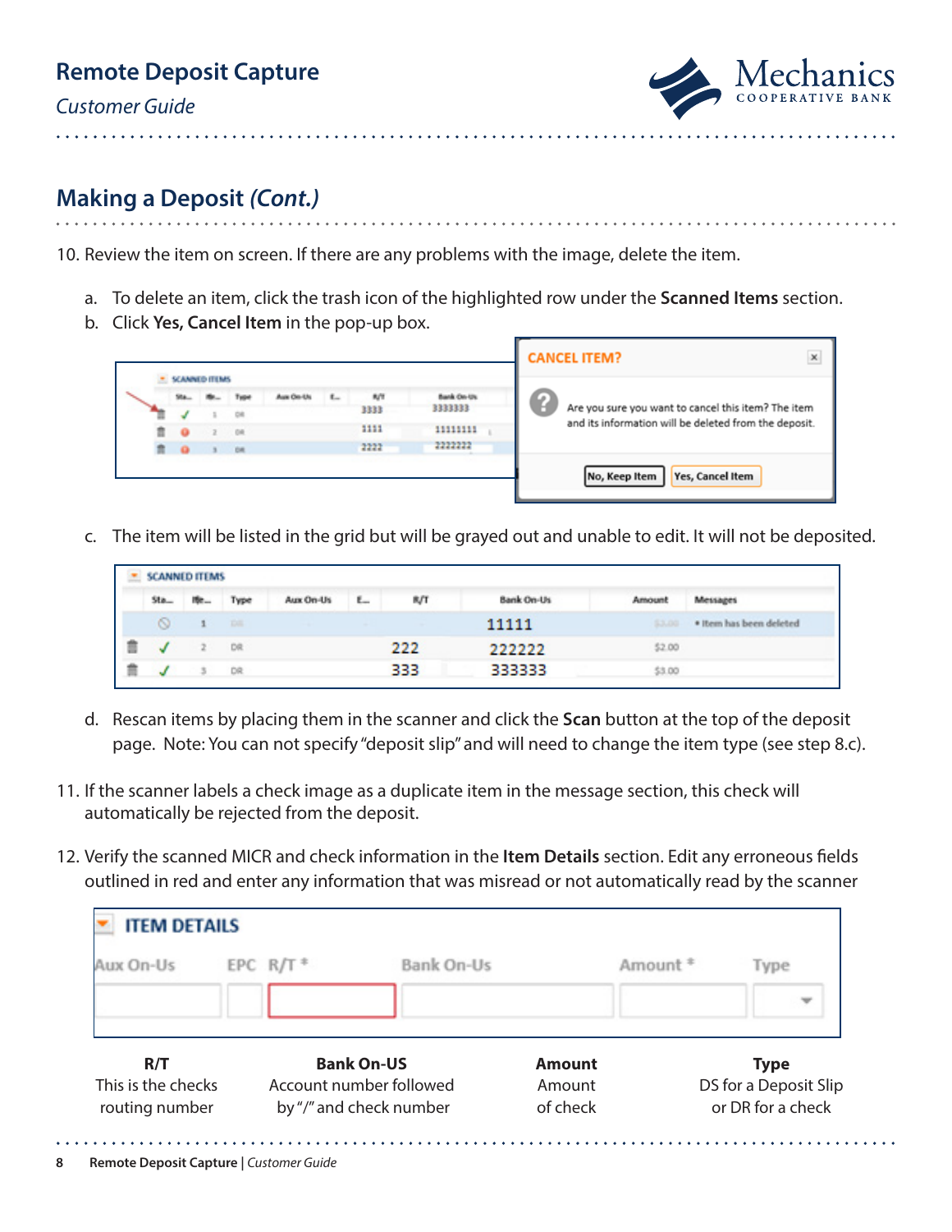## Making a Deposit *(Cont.)*

10. Review the item on screen. If there are any problems with the image, delete the item.

    a. To delete an item, click the trash icon of the highlighted row under the **Scanned Items** section.

    b. Click **Yes, Cancel Item** in the pop-up box.

    c. The item will be listed in the grid but will be grayed out and unable to edit. It will not be deposited.

    d. Rescan items by placing them in the scanner and click the **Scan** button at the top of the deposit page. Note: You can not specify "deposit slip" and will need to change the item type (see step 8.c).

11. If the scanner labels a check image as a duplicate item in the message section, this check will automatically be rejected from the deposit.

12. Verify the scanned MICR and check information in the **Item Details** section. Edit any erroneous fields outlined in red and enter any information that was misread or not automatically read by the scanner

**R/T**
This is the checks routing number

**Bank On-US**
Account number followed by "/" and check number

**Amount**
Amount of check

**Type**
DS for a Deposit Slip or DR for a check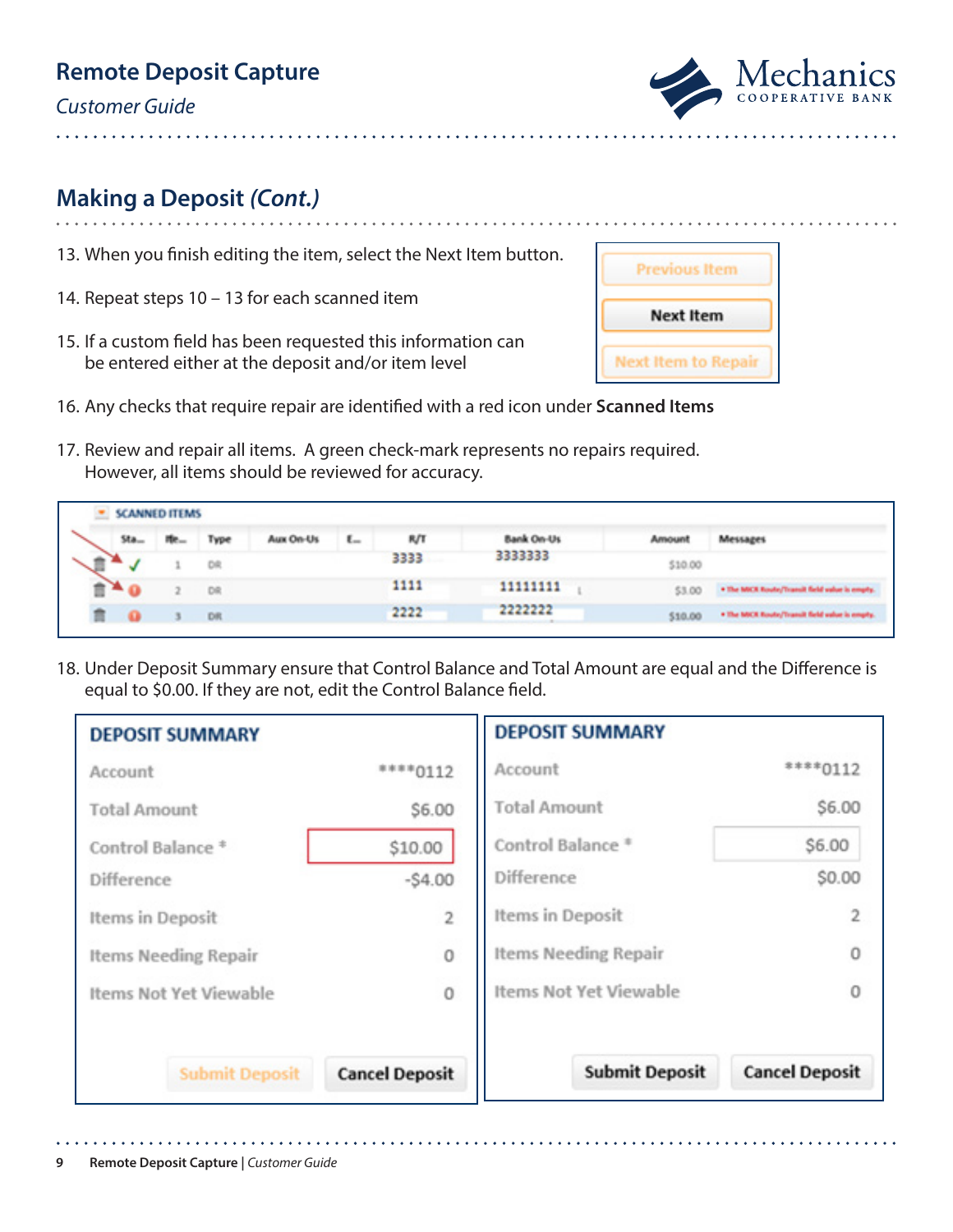## Making a Deposit *(Cont.)*

13. When you finish editing the item, select the Next Item button.

14. Repeat steps 10 – 13 for each scanned item

15. If a custom field has been requested this information can be entered either at the deposit and/or item level

Previous Item

Next Item

Next Item to Repair

16. Any checks that require repair are identified with a red icon under **Scanned Items**

17. Review and repair all items. A green check-mark represents no repairs required. However, all items should be reviewed for accuracy.

SCANNED ITEMS

| Sta... | Ite... | Type | Aux On-Us | E... | R/T | Bank On-Us | Amount | Messages |
|---|---|---|---|---|---|---|---|---|
| ✓ | 1 | DR | | | 3333 | 3333333 | $10.00 | |
| ! | 2 | DR | | | 1111 | 11111111 | $3.00 | • The MICR Route/Transit field value is empty. |
| ! | 3 | DR | | | 2222 | 2222222 | $10.00 | • The MICR Route/Transit field value is empty. |

18. Under Deposit Summary ensure that Control Balance and Total Amount are equal and the Difference is equal to $0.00. If they are not, edit the Control Balance field.

**DEPOSIT SUMMARY**

| | |
|---|---|
| Account | ****0112 |
| Total Amount | $6.00 |
| Control Balance * | $10.00 |
| Difference | -$4.00 |
| Items in Deposit | 2 |
| Items Needing Repair | 0 |
| Items Not Yet Viewable | 0 |

Submit Deposit | Cancel Deposit

**DEPOSIT SUMMARY**

| | |
|---|---|
| Account | ****0112 |
| Total Amount | $6.00 |
| Control Balance * | $6.00 |
| Difference | $0.00 |
| Items in Deposit | 2 |
| Items Needing Repair | 0 |
| Items Not Yet Viewable | 0 |

Submit Deposit | Cancel Deposit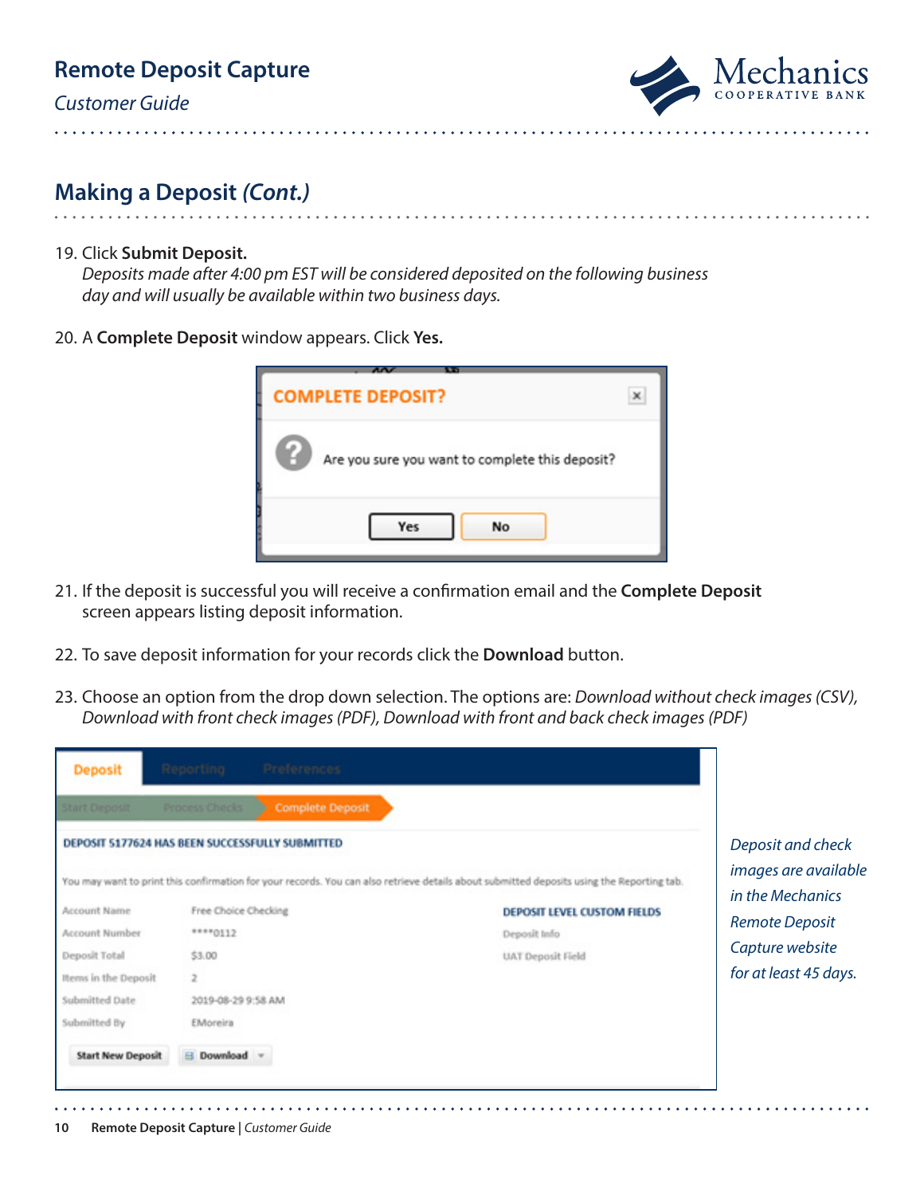## Making a Deposit *(Cont.)*

19. Click **Submit Deposit.**
    *Deposits made after 4:00 pm EST will be considered deposited on the following business day and will usually be available within two business days.*

20. A **Complete Deposit** window appears. Click **Yes.**

21. If the deposit is successful you will receive a confirmation email and the **Complete Deposit** screen appears listing deposit information.

22. To save deposit information for your records click the **Download** button.

23. Choose an option from the drop down selection. The options are: *Download without check images (CSV), Download with front check images (PDF), Download with front and back check images (PDF)*

*Deposit and check images are available in the Mechanics Remote Deposit Capture website for at least 45 days.*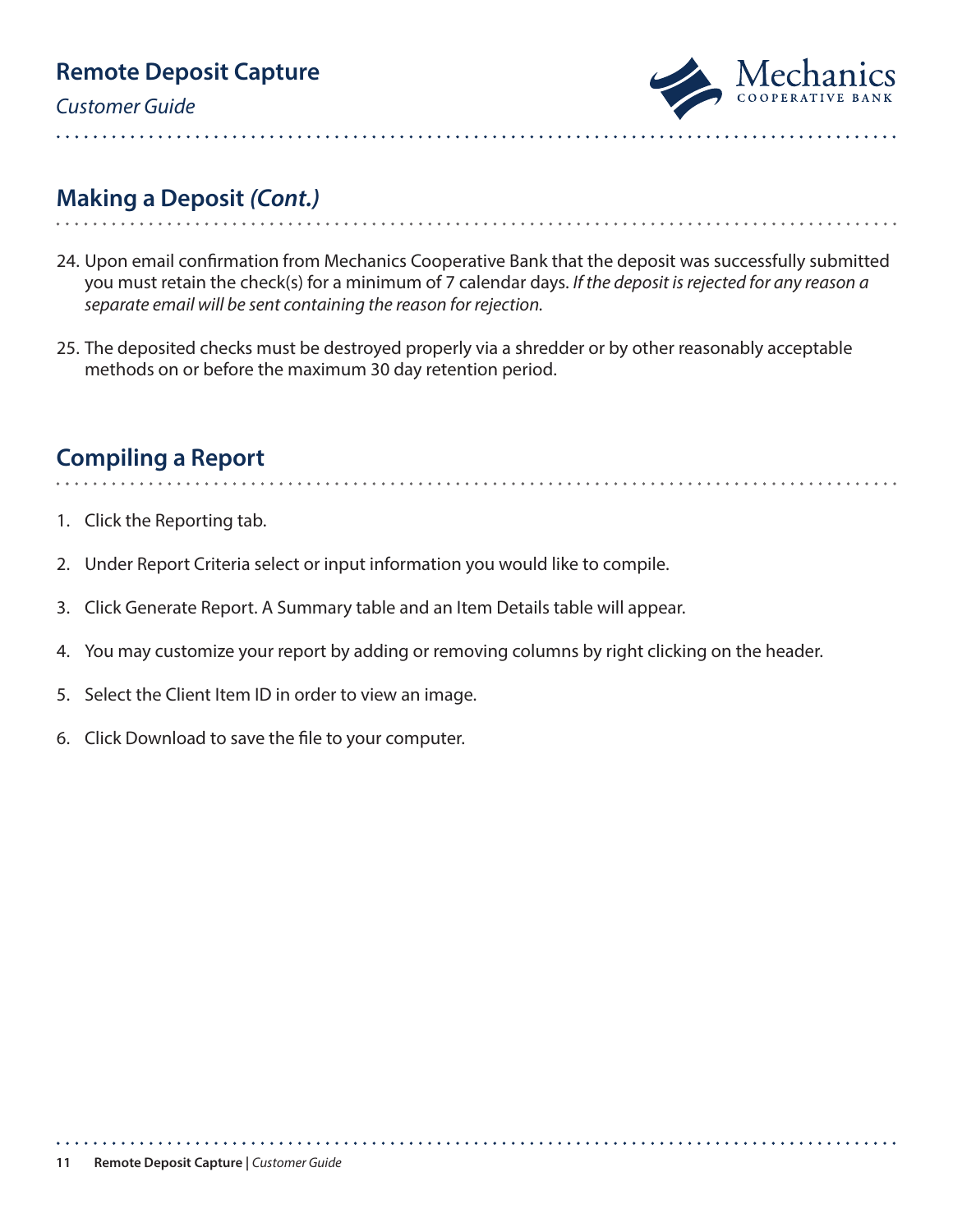## Making a Deposit *(Cont.)*

24. Upon email confirmation from Mechanics Cooperative Bank that the deposit was successfully submitted you must retain the check(s) for a minimum of 7 calendar days. *If the deposit is rejected for any reason a separate email will be sent containing the reason for rejection.*

25. The deposited checks must be destroyed properly via a shredder or by other reasonably acceptable methods on or before the maximum 30 day retention period.

## Compiling a Report

1. Click the Reporting tab.

2. Under Report Criteria select or input information you would like to compile.

3. Click Generate Report. A Summary table and an Item Details table will appear.

4. You may customize your report by adding or removing columns by right clicking on the header.

5. Select the Client Item ID in order to view an image.

6. Click Download to save the file to your computer.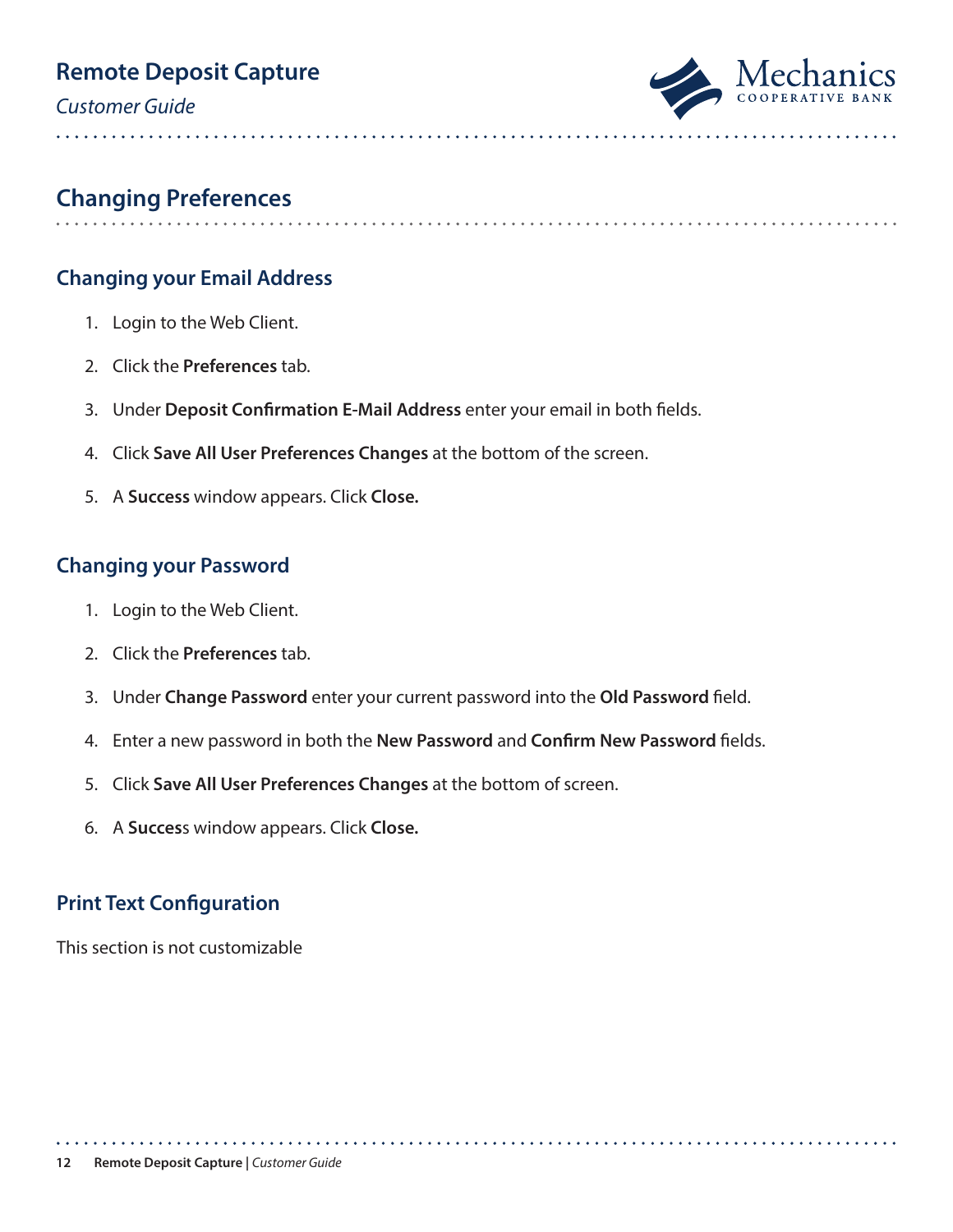## Changing Preferences

### Changing your Email Address

1. Login to the Web Client.
2. Click the **Preferences** tab.
3. Under **Deposit Confirmation E-Mail Address** enter your email in both fields.
4. Click **Save All User Preferences Changes** at the bottom of the screen.
5. A **Success** window appears. Click **Close.**

### Changing your Password

1. Login to the Web Client.
2. Click the **Preferences** tab.
3. Under **Change Password** enter your current password into the **Old Password** field.
4. Enter a new password in both the **New Password** and **Confirm New Password** fields.
5. Click **Save All User Preferences Changes** at the bottom of screen.
6. A **Success** window appears. Click **Close.**

### Print Text Configuration

This section is not customizable